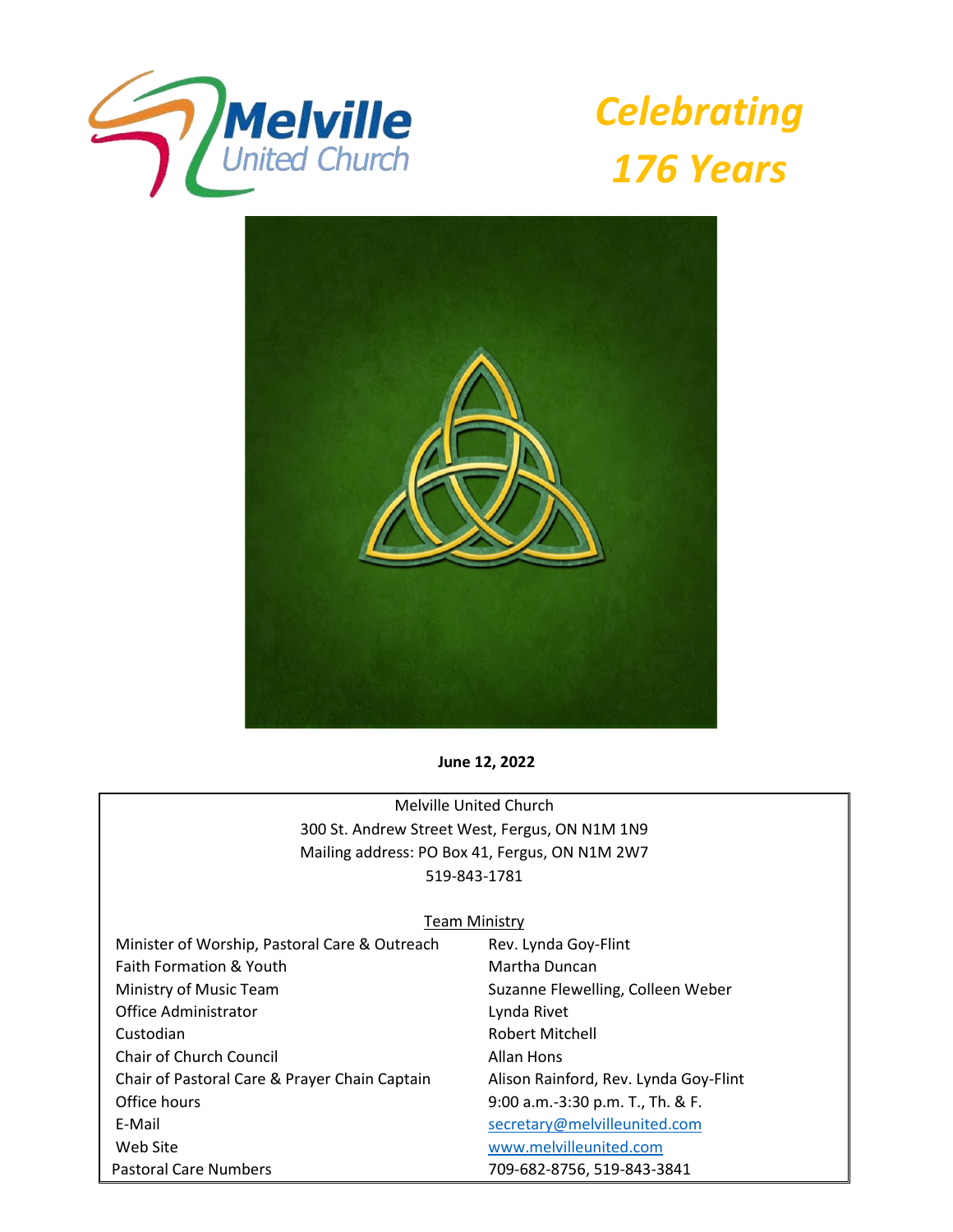Melville United Church

# *Celebrating 176 Years*

**June 12, 2022**

Melville United Church
300 St. Andrew Street West, Fergus, ON N1M 1N9
Mailing address: PO Box 41, Fergus, ON N1M 2W7
519-843-1781

Team Ministry

| | |
|---|---|
| Minister of Worship, Pastoral Care & Outreach | Rev. Lynda Goy-Flint |
| Faith Formation & Youth | Martha Duncan |
| Ministry of Music Team | Suzanne Flewelling, Colleen Weber |
| Office Administrator | Lynda Rivet |
| Custodian | Robert Mitchell |
| Chair of Church Council | Allan Hons |
| Chair of Pastoral Care & Prayer Chain Captain | Alison Rainford, Rev. Lynda Goy-Flint |
| Office hours | 9:00 a.m.-3:30 p.m. T., Th. & F. |
| E-Mail | secretary@melvilleunited.com |
| Web Site | www.melvilleunited.com |
| Pastoral Care Numbers | 709-682-8756, 519-843-3841 |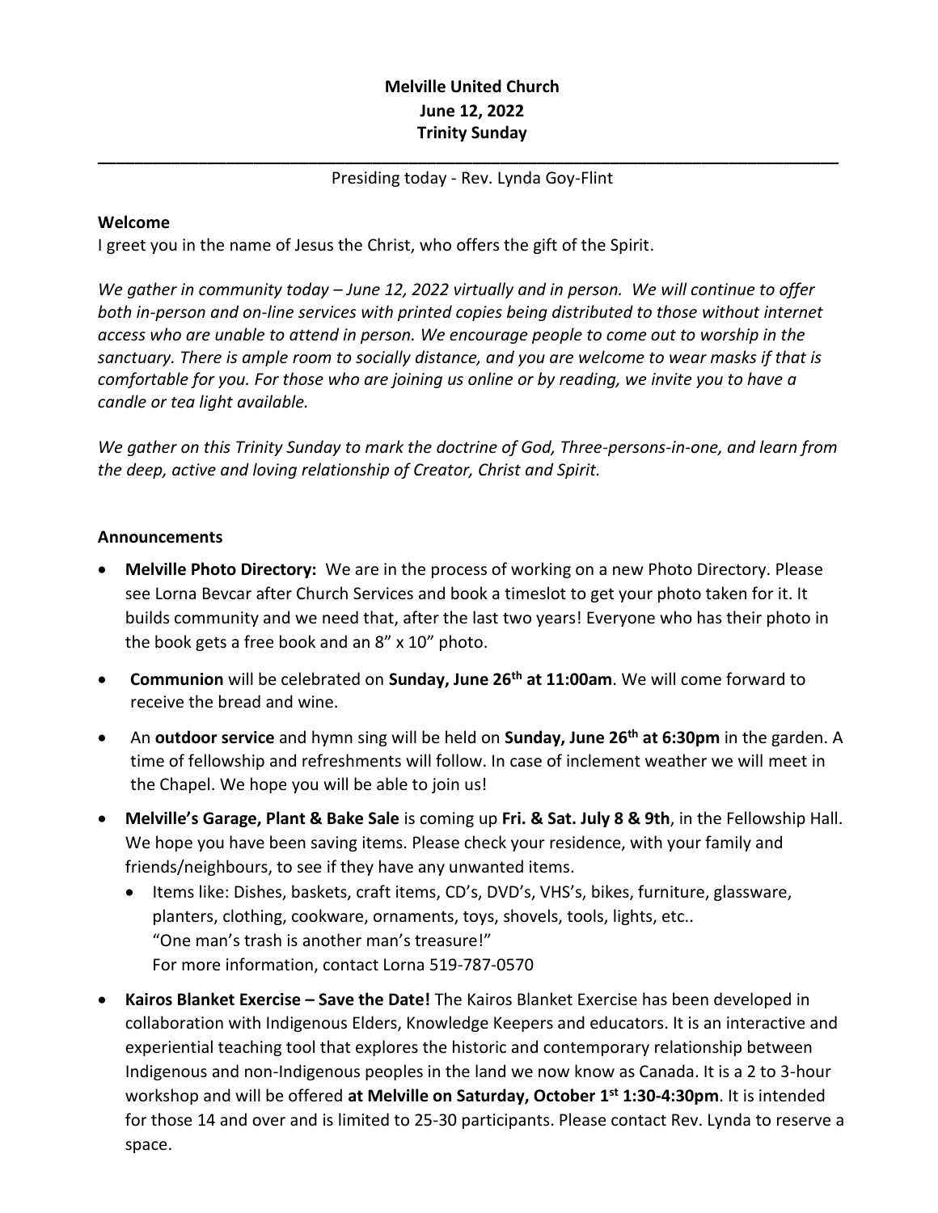**Melville United Church**
**June 12, 2022**
**Trinity Sunday**

---

Presiding today - Rev. Lynda Goy-Flint

**Welcome**

I greet you in the name of Jesus the Christ, who offers the gift of the Spirit.

*We gather in community today – June 12, 2022 virtually and in person. We will continue to offer both in-person and on-line services with printed copies being distributed to those without internet access who are unable to attend in person. We encourage people to come out to worship in the sanctuary. There is ample room to socially distance, and you are welcome to wear masks if that is comfortable for you. For those who are joining us online or by reading, we invite you to have a candle or tea light available.*

*We gather on this Trinity Sunday to mark the doctrine of God, Three-persons-in-one, and learn from the deep, active and loving relationship of Creator, Christ and Spirit.*

**Announcements**

- **Melville Photo Directory:** We are in the process of working on a new Photo Directory. Please see Lorna Bevcar after Church Services and book a timeslot to get your photo taken for it. It builds community and we need that, after the last two years! Everyone who has their photo in the book gets a free book and an 8" x 10" photo.
- **Communion** will be celebrated on **Sunday, June 26th at 11:00am**. We will come forward to receive the bread and wine.
- An **outdoor service** and hymn sing will be held on **Sunday, June 26th at 6:30pm** in the garden. A time of fellowship and refreshments will follow. In case of inclement weather we will meet in the Chapel. We hope you will be able to join us!
- **Melville's Garage, Plant & Bake Sale** is coming up **Fri. & Sat. July 8 & 9th**, in the Fellowship Hall. We hope you have been saving items. Please check your residence, with your family and friends/neighbours, to see if they have any unwanted items.
  - Items like: Dishes, baskets, craft items, CD's, DVD's, VHS's, bikes, furniture, glassware, planters, clothing, cookware, ornaments, toys, shovels, tools, lights, etc..
    "One man's trash is another man's treasure!"
    For more information, contact Lorna 519-787-0570
- **Kairos Blanket Exercise – Save the Date!** The Kairos Blanket Exercise has been developed in collaboration with Indigenous Elders, Knowledge Keepers and educators. It is an interactive and experiential teaching tool that explores the historic and contemporary relationship between Indigenous and non-Indigenous peoples in the land we now know as Canada. It is a 2 to 3-hour workshop and will be offered **at Melville on Saturday, October 1st 1:30-4:30pm**. It is intended for those 14 and over and is limited to 25-30 participants. Please contact Rev. Lynda to reserve a space.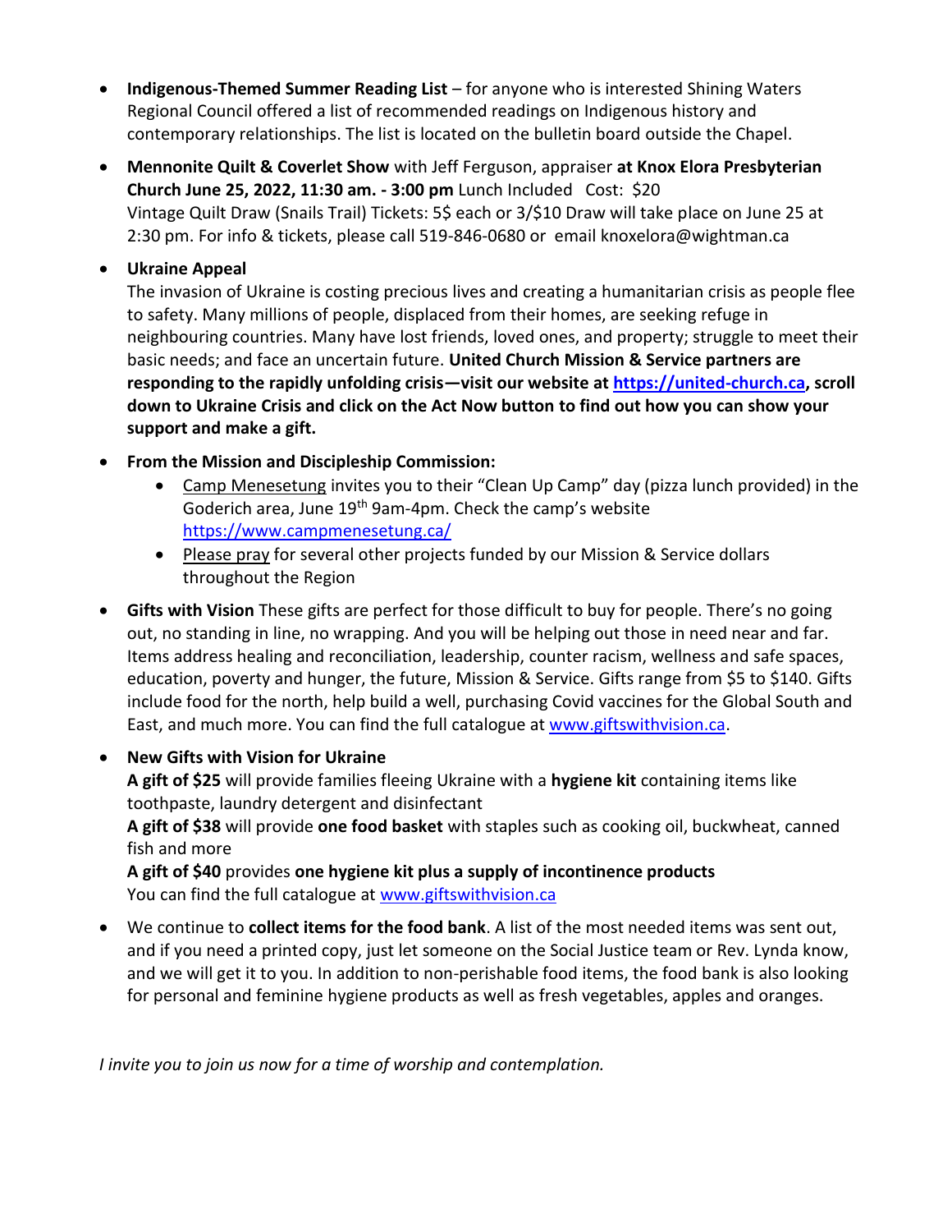- **Indigenous-Themed Summer Reading List** – for anyone who is interested Shining Waters Regional Council offered a list of recommended readings on Indigenous history and contemporary relationships. The list is located on the bulletin board outside the Chapel.

- **Mennonite Quilt & Coverlet Show** with Jeff Ferguson, appraiser **at Knox Elora Presbyterian Church June 25, 2022, 11:30 am. - 3:00 pm** Lunch Included Cost: $20
  Vintage Quilt Draw (Snails Trail) Tickets: 5$ each or 3/$10 Draw will take place on June 25 at 2:30 pm. For info & tickets, please call 519-846-0680 or email knoxelora@wightman.ca

- **Ukraine Appeal**
  The invasion of Ukraine is costing precious lives and creating a humanitarian crisis as people flee to safety. Many millions of people, displaced from their homes, are seeking refuge in neighbouring countries. Many have lost friends, loved ones, and property; struggle to meet their basic needs; and face an uncertain future. **United Church Mission & Service partners are responding to the rapidly unfolding crisis—visit our website at [https://united-church.ca](https://united-church.ca), scroll down to Ukraine Crisis and click on the Act Now button to find out how you can show your support and make a gift.**

- **From the Mission and Discipleship Commission:**
  - Camp Menesetung invites you to their "Clean Up Camp" day (pizza lunch provided) in the Goderich area, June 19th 9am-4pm. Check the camp's website [https://www.campmenesetung.ca/](https://www.campmenesetung.ca/)
  - Please pray for several other projects funded by our Mission & Service dollars throughout the Region

- **Gifts with Vision** These gifts are perfect for those difficult to buy for people. There's no going out, no standing in line, no wrapping. And you will be helping out those in need near and far. Items address healing and reconciliation, leadership, counter racism, wellness and safe spaces, education, poverty and hunger, the future, Mission & Service. Gifts range from $5 to $140. Gifts include food for the north, help build a well, purchasing Covid vaccines for the Global South and East, and much more. You can find the full catalogue at [www.giftswithvision.ca](http://www.giftswithvision.ca).

- **New Gifts with Vision for Ukraine**
  **A gift of $25** will provide families fleeing Ukraine with a **hygiene kit** containing items like toothpaste, laundry detergent and disinfectant
  **A gift of $38** will provide **one food basket** with staples such as cooking oil, buckwheat, canned fish and more
  **A gift of $40** provides **one hygiene kit plus a supply of incontinence products**
  You can find the full catalogue at [www.giftswithvision.ca](http://www.giftswithvision.ca)

- We continue to **collect items for the food bank**. A list of the most needed items was sent out, and if you need a printed copy, just let someone on the Social Justice team or Rev. Lynda know, and we will get it to you. In addition to non-perishable food items, the food bank is also looking for personal and feminine hygiene products as well as fresh vegetables, apples and oranges.

*I invite you to join us now for a time of worship and contemplation.*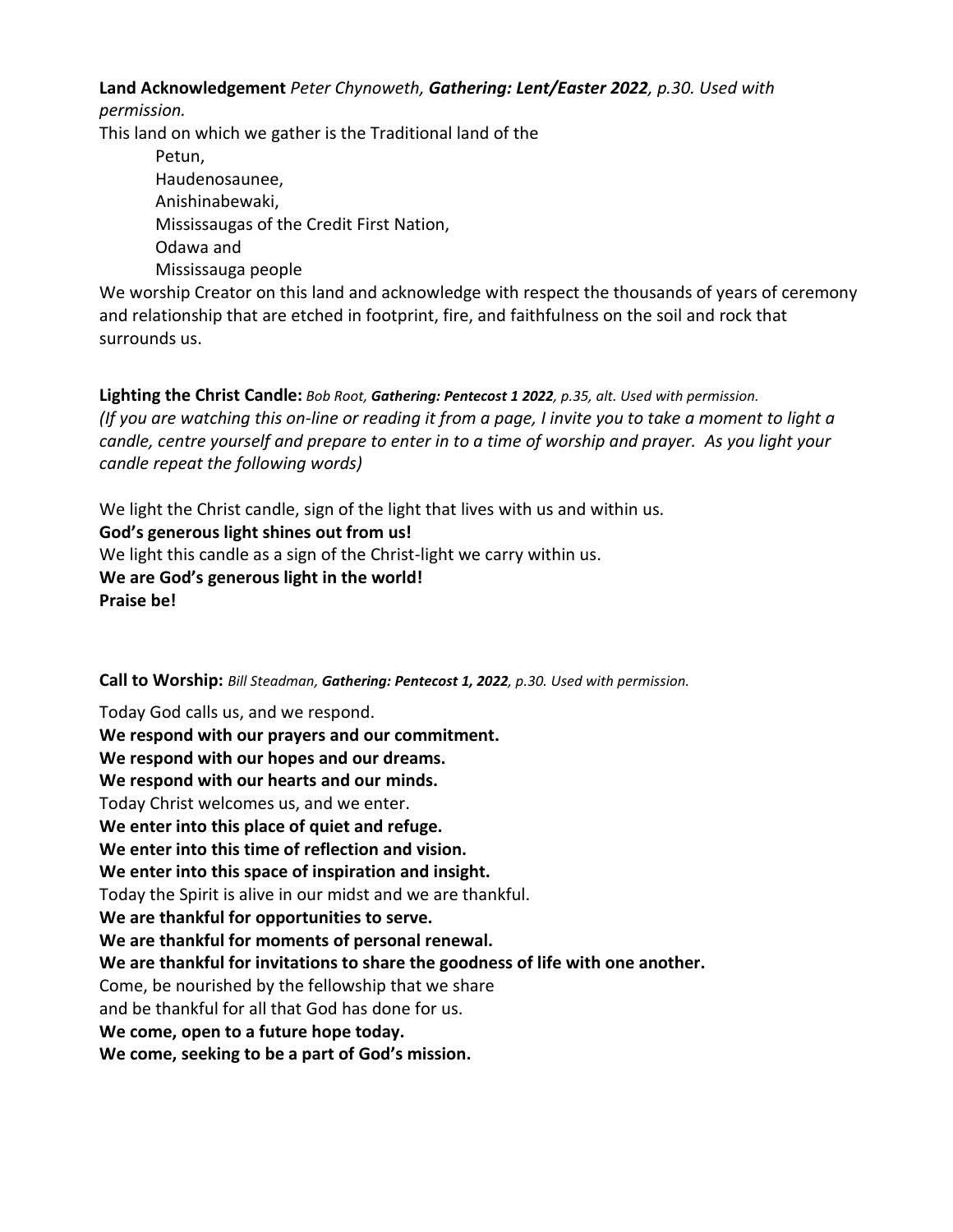**Land Acknowledgement** *Peter Chynoweth, **Gathering: Lent/Easter 2022**, p.30. Used with permission.*

This land on which we gather is the Traditional land of the

Petun,
Haudenosaunee,
Anishinabewaki,
Mississaugas of the Credit First Nation,
Odawa and
Mississauga people

We worship Creator on this land and acknowledge with respect the thousands of years of ceremony and relationship that are etched in footprint, fire, and faithfulness on the soil and rock that surrounds us.

**Lighting the Christ Candle:** *Bob Root, **Gathering: Pentecost 1 2022**, p.35, alt. Used with permission.*

*(If you are watching this on-line or reading it from a page, I invite you to take a moment to light a candle, centre yourself and prepare to enter in to a time of worship and prayer. As you light your candle repeat the following words)*

We light the Christ candle, sign of the light that lives with us and within us.
**God's generous light shines out from us!**
We light this candle as a sign of the Christ-light we carry within us.
**We are God's generous light in the world!**
**Praise be!**

**Call to Worship:** *Bill Steadman, **Gathering: Pentecost 1, 2022**, p.30. Used with permission.*

Today God calls us, and we respond.
**We respond with our prayers and our commitment.**
**We respond with our hopes and our dreams.**
**We respond with our hearts and our minds.**
Today Christ welcomes us, and we enter.
**We enter into this place of quiet and refuge.**
**We enter into this time of reflection and vision.**
**We enter into this space of inspiration and insight.**
Today the Spirit is alive in our midst and we are thankful.
**We are thankful for opportunities to serve.**
**We are thankful for moments of personal renewal.**
**We are thankful for invitations to share the goodness of life with one another.**
Come, be nourished by the fellowship that we share
and be thankful for all that God has done for us.
**We come, open to a future hope today.**
**We come, seeking to be a part of God's mission.**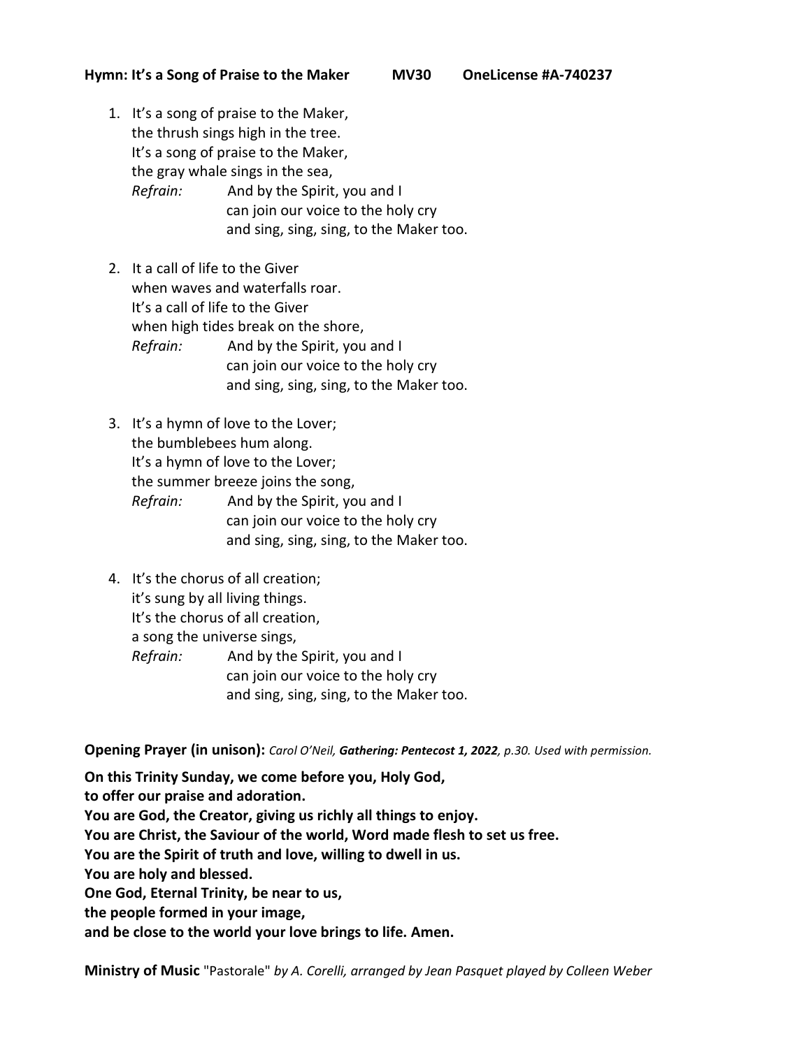**Hymn: It's a Song of Praise to the Maker MV30 OneLicense #A-740237**

1. It's a song of praise to the Maker,
   the thrush sings high in the tree.
   It's a song of praise to the Maker,
   the gray whale sings in the sea,
   *Refrain:* And by the Spirit, you and I
   can join our voice to the holy cry
   and sing, sing, sing, to the Maker too.

2. It a call of life to the Giver
   when waves and waterfalls roar.
   It's a call of life to the Giver
   when high tides break on the shore,
   *Refrain:* And by the Spirit, you and I
   can join our voice to the holy cry
   and sing, sing, sing, to the Maker too.

3. It's a hymn of love to the Lover;
   the bumblebees hum along.
   It's a hymn of love to the Lover;
   the summer breeze joins the song,
   *Refrain:* And by the Spirit, you and I
   can join our voice to the holy cry
   and sing, sing, sing, to the Maker too.

4. It's the chorus of all creation;
   it's sung by all living things.
   It's the chorus of all creation,
   a song the universe sings,
   *Refrain:* And by the Spirit, you and I
   can join our voice to the holy cry
   and sing, sing, sing, to the Maker too.

**Opening Prayer (in unison):** *Carol O'Neil, **Gathering: Pentecost 1, 2022**, p.30. Used with permission.*

**On this Trinity Sunday, we come before you, Holy God,**
**to offer our praise and adoration.**
**You are God, the Creator, giving us richly all things to enjoy.**
**You are Christ, the Saviour of the world, Word made flesh to set us free.**
**You are the Spirit of truth and love, willing to dwell in us.**
**You are holy and blessed.**
**One God, Eternal Trinity, be near to us,**
**the people formed in your image,**
**and be close to the world your love brings to life. Amen.**

**Ministry of Music** "Pastorale" *by A. Corelli, arranged by Jean Pasquet played by Colleen Weber*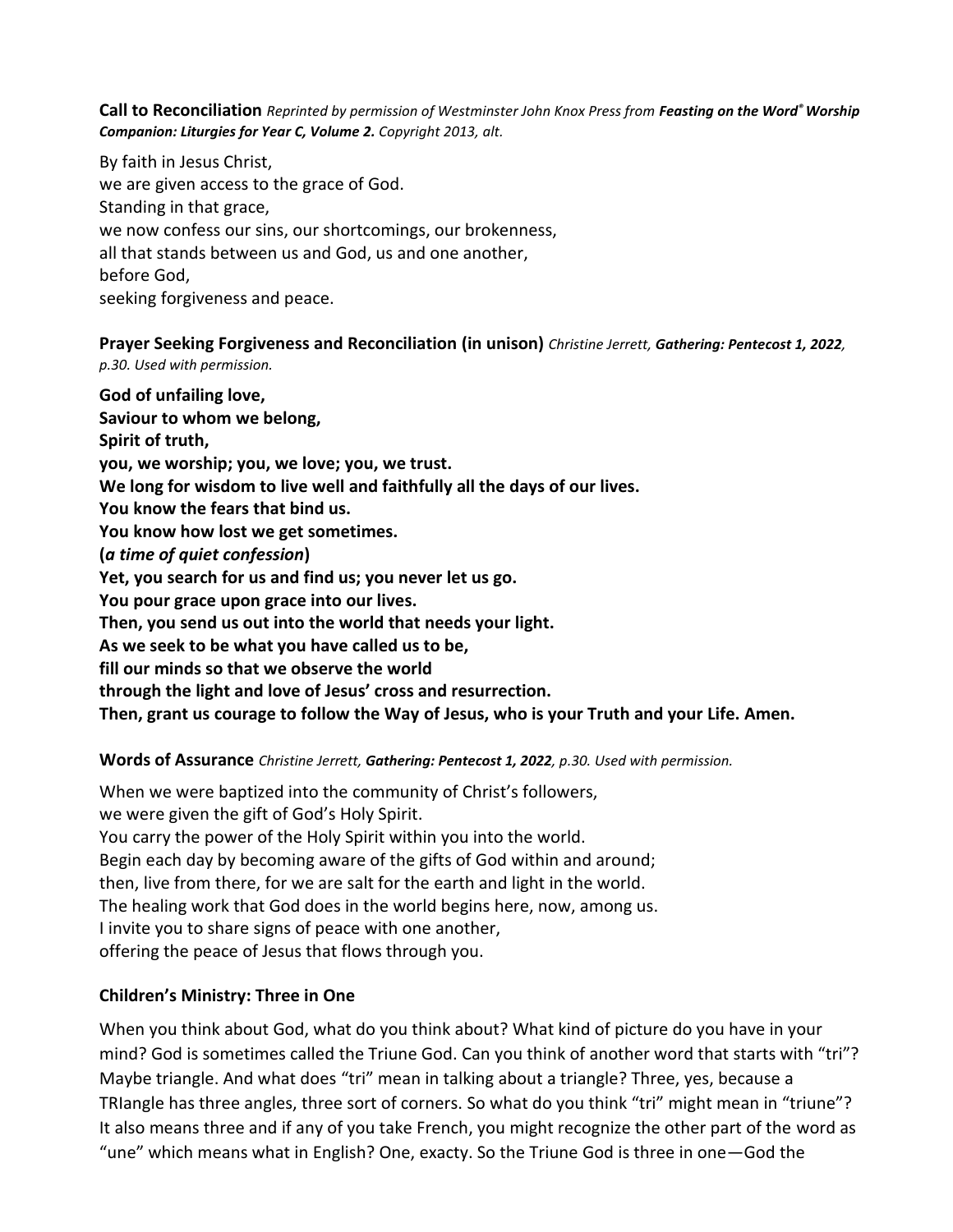**Call to Reconciliation** *Reprinted by permission of Westminster John Knox Press from **Feasting on the Word® Worship Companion: Liturgies for Year C, Volume 2.** Copyright 2013, alt.*

By faith in Jesus Christ,  
we are given access to the grace of God.  
Standing in that grace,  
we now confess our sins, our shortcomings, our brokenness,  
all that stands between us and God, us and one another,  
before God,  
seeking forgiveness and peace.

**Prayer Seeking Forgiveness and Reconciliation (in unison)** *Christine Jerrett, **Gathering: Pentecost 1, 2022**, p.30. Used with permission.*

**God of unfailing love,**  
**Saviour to whom we belong,**  
**Spirit of truth,**  
**you, we worship; you, we love; you, we trust.**  
**We long for wisdom to live well and faithfully all the days of our lives.**  
**You know the fears that bind us.**  
**You know how lost we get sometimes.**  
**(*a time of quiet confession*)**  
**Yet, you search for us and find us; you never let us go.**  
**You pour grace upon grace into our lives.**  
**Then, you send us out into the world that needs your light.**  
**As we seek to be what you have called us to be,**  
**fill our minds so that we observe the world**  
**through the light and love of Jesus' cross and resurrection.**  
**Then, grant us courage to follow the Way of Jesus, who is your Truth and your Life. Amen.**

**Words of Assurance** *Christine Jerrett, **Gathering: Pentecost 1, 2022**, p.30. Used with permission.*

When we were baptized into the community of Christ's followers,  
we were given the gift of God's Holy Spirit.  
You carry the power of the Holy Spirit within you into the world.  
Begin each day by becoming aware of the gifts of God within and around;  
then, live from there, for we are salt for the earth and light in the world.  
The healing work that God does in the world begins here, now, among us.  
I invite you to share signs of peace with one another,  
offering the peace of Jesus that flows through you.

**Children's Ministry: Three in One**

When you think about God, what do you think about? What kind of picture do you have in your mind? God is sometimes called the Triune God. Can you think of another word that starts with "tri"? Maybe triangle. And what does "tri" mean in talking about a triangle? Three, yes, because a TRIangle has three angles, three sort of corners. So what do you think "tri" might mean in "triune"? It also means three and if any of you take French, you might recognize the other part of the word as "une" which means what in English? One, exacty. So the Triune God is three in one—God the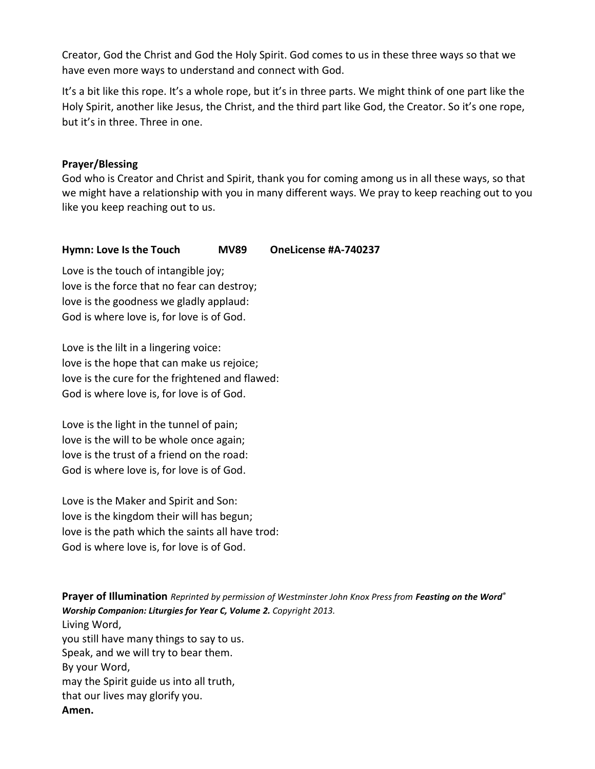Creator, God the Christ and God the Holy Spirit. God comes to us in these three ways so that we have even more ways to understand and connect with God.

It's a bit like this rope. It's a whole rope, but it's in three parts. We might think of one part like the Holy Spirit, another like Jesus, the Christ, and the third part like God, the Creator. So it's one rope, but it's in three. Three in one.

**Prayer/Blessing**

God who is Creator and Christ and Spirit, thank you for coming among us in all these ways, so that we might have a relationship with you in many different ways. We pray to keep reaching out to you like you keep reaching out to us.

**Hymn: Love Is the Touch MV89 OneLicense #A-740237**

Love is the touch of intangible joy;
love is the force that no fear can destroy;
love is the goodness we gladly applaud:
God is where love is, for love is of God.

Love is the lilt in a lingering voice:
love is the hope that can make us rejoice;
love is the cure for the frightened and flawed:
God is where love is, for love is of God.

Love is the light in the tunnel of pain;
love is the will to be whole once again;
love is the trust of a friend on the road:
God is where love is, for love is of God.

Love is the Maker and Spirit and Son:
love is the kingdom their will has begun;
love is the path which the saints all have trod:
God is where love is, for love is of God.

**Prayer of Illumination** *Reprinted by permission of Westminster John Knox Press from* ***Feasting on the Word®*** ***Worship Companion: Liturgies for Year C, Volume 2.*** *Copyright 2013.*

Living Word,
you still have many things to say to us.
Speak, and we will try to bear them.
By your Word,
may the Spirit guide us into all truth,
that our lives may glorify you.
**Amen.**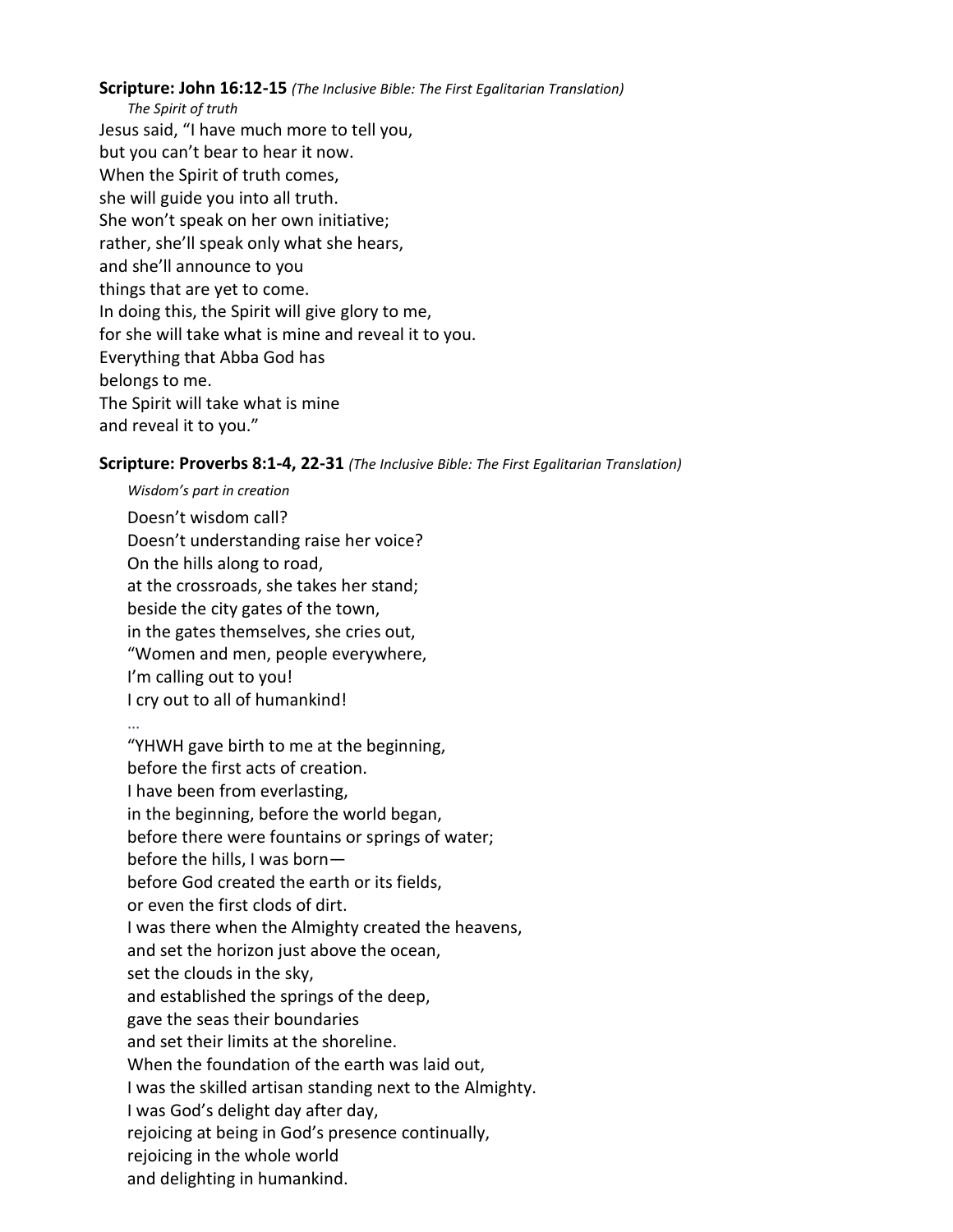**Scripture: John 16:12-15** *(The Inclusive Bible: The First Egalitarian Translation)*

*The Spirit of truth*

Jesus said, "I have much more to tell you,
but you can't bear to hear it now.
When the Spirit of truth comes,
she will guide you into all truth.
She won't speak on her own initiative;
rather, she'll speak only what she hears,
and she'll announce to you
things that are yet to come.
In doing this, the Spirit will give glory to me,
for she will take what is mine and reveal it to you.
Everything that Abba God has
belongs to me.
The Spirit will take what is mine
and reveal it to you."

**Scripture: Proverbs 8:1-4, 22-31** *(The Inclusive Bible: The First Egalitarian Translation)*

*Wisdom's part in creation*

Doesn't wisdom call?
Doesn't understanding raise her voice?
On the hills along to road,
at the crossroads, she takes her stand;
beside the city gates of the town,
in the gates themselves, she cries out,
"Women and men, people everywhere,
I'm calling out to you!
I cry out to all of humankind!
...
"YHWH gave birth to me at the beginning,
before the first acts of creation.
I have been from everlasting,
in the beginning, before the world began,
before there were fountains or springs of water;
before the hills, I was born—
before God created the earth or its fields,
or even the first clods of dirt.
I was there when the Almighty created the heavens,
and set the horizon just above the ocean,
set the clouds in the sky,
and established the springs of the deep,
gave the seas their boundaries
and set their limits at the shoreline.
When the foundation of the earth was laid out,
I was the skilled artisan standing next to the Almighty.
I was God's delight day after day,
rejoicing at being in God's presence continually,
rejoicing in the whole world
and delighting in humankind.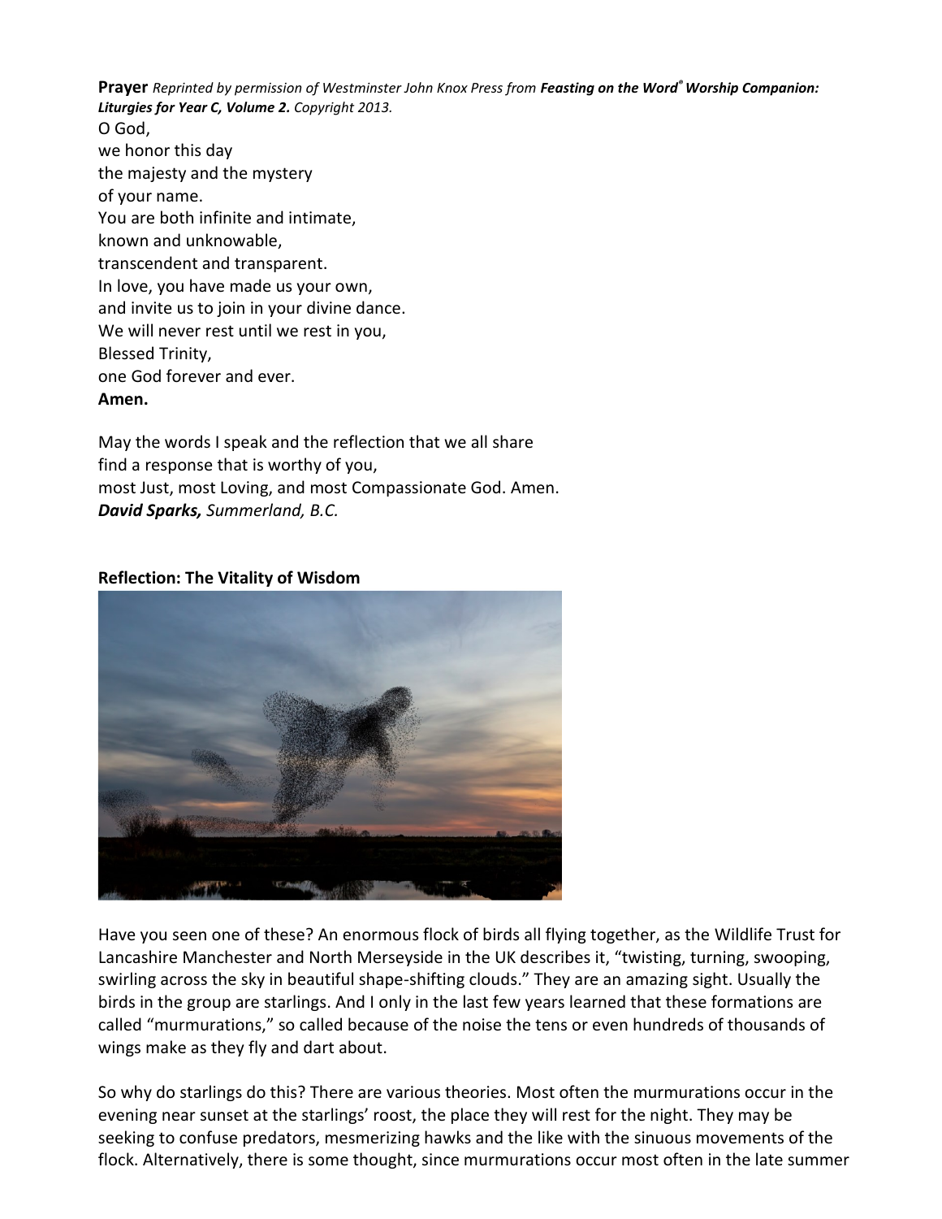**Prayer** *Reprinted by permission of Westminster John Knox Press from **Feasting on the Word® Worship Companion: Liturgies for Year C, Volume 2.** Copyright 2013.*

O God,  
we honor this day  
the majesty and the mystery  
of your name.  
You are both infinite and intimate,  
known and unknowable,  
transcendent and transparent.  
In love, you have made us your own,  
and invite us to join in your divine dance.  
We will never rest until we rest in you,  
Blessed Trinity,  
one God forever and ever.  
**Amen.**

May the words I speak and the reflection that we all share  
find a response that is worthy of you,  
most Just, most Loving, and most Compassionate God. Amen.  
***David Sparks,*** *Summerland, B.C.*

**Reflection: The Vitality of Wisdom**

Have you seen one of these? An enormous flock of birds all flying together, as the Wildlife Trust for Lancashire Manchester and North Merseyside in the UK describes it, "twisting, turning, swooping, swirling across the sky in beautiful shape-shifting clouds." They are an amazing sight. Usually the birds in the group are starlings. And I only in the last few years learned that these formations are called "murmurations," so called because of the noise the tens or even hundreds of thousands of wings make as they fly and dart about.

So why do starlings do this? There are various theories. Most often the murmurations occur in the evening near sunset at the starlings' roost, the place they will rest for the night. They may be seeking to confuse predators, mesmerizing hawks and the like with the sinuous movements of the flock. Alternatively, there is some thought, since murmurations occur most often in the late summer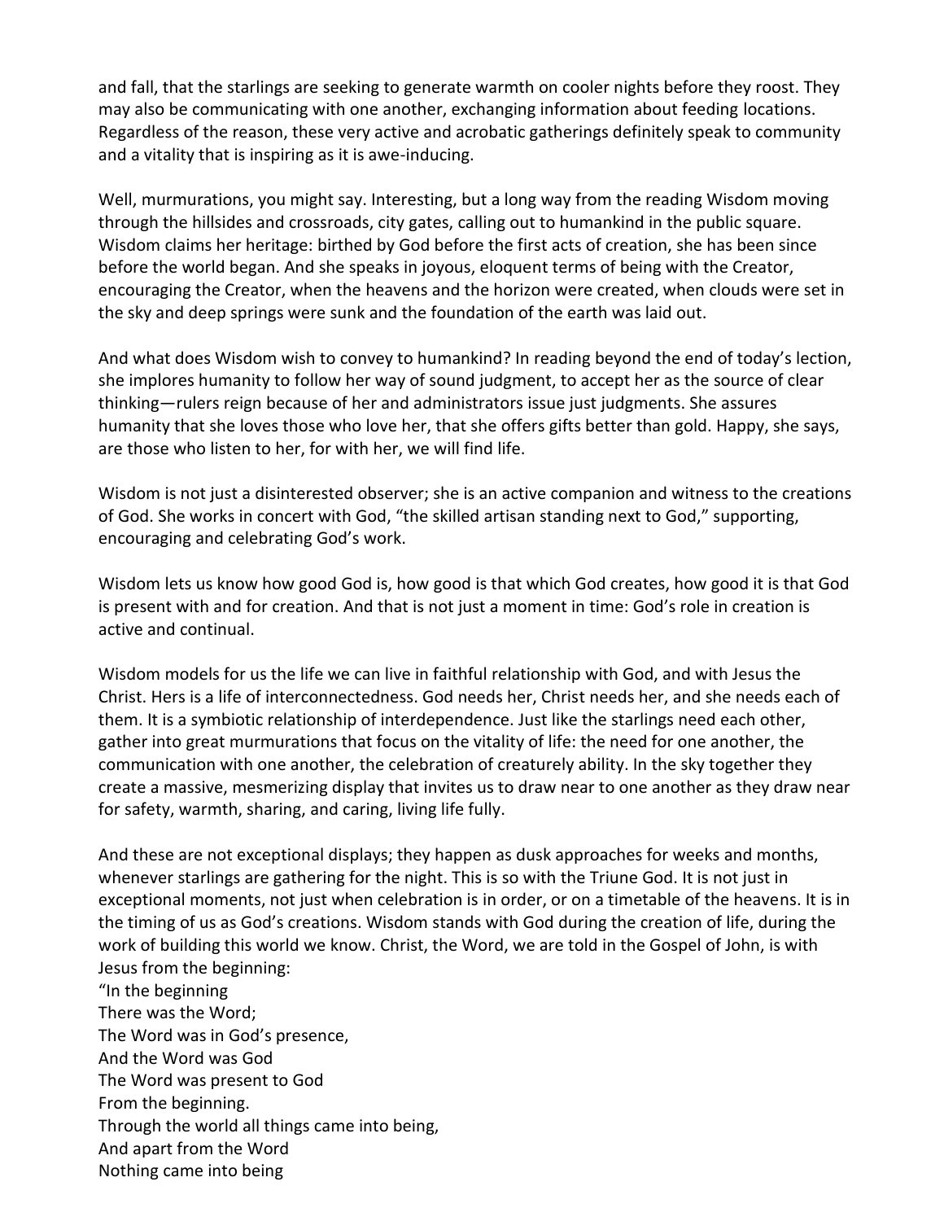and fall, that the starlings are seeking to generate warmth on cooler nights before they roost. They may also be communicating with one another, exchanging information about feeding locations. Regardless of the reason, these very active and acrobatic gatherings definitely speak to community and a vitality that is inspiring as it is awe-inducing.

Well, murmurations, you might say. Interesting, but a long way from the reading Wisdom moving through the hillsides and crossroads, city gates, calling out to humankind in the public square. Wisdom claims her heritage: birthed by God before the first acts of creation, she has been since before the world began. And she speaks in joyous, eloquent terms of being with the Creator, encouraging the Creator, when the heavens and the horizon were created, when clouds were set in the sky and deep springs were sunk and the foundation of the earth was laid out.

And what does Wisdom wish to convey to humankind? In reading beyond the end of today's lection, she implores humanity to follow her way of sound judgment, to accept her as the source of clear thinking—rulers reign because of her and administrators issue just judgments. She assures humanity that she loves those who love her, that she offers gifts better than gold. Happy, she says, are those who listen to her, for with her, we will find life.

Wisdom is not just a disinterested observer; she is an active companion and witness to the creations of God. She works in concert with God, "the skilled artisan standing next to God," supporting, encouraging and celebrating God's work.

Wisdom lets us know how good God is, how good is that which God creates, how good it is that God is present with and for creation. And that is not just a moment in time: God's role in creation is active and continual.

Wisdom models for us the life we can live in faithful relationship with God, and with Jesus the Christ. Hers is a life of interconnectedness. God needs her, Christ needs her, and she needs each of them. It is a symbiotic relationship of interdependence. Just like the starlings need each other, gather into great murmurations that focus on the vitality of life: the need for one another, the communication with one another, the celebration of creaturely ability. In the sky together they create a massive, mesmerizing display that invites us to draw near to one another as they draw near for safety, warmth, sharing, and caring, living life fully.

And these are not exceptional displays; they happen as dusk approaches for weeks and months, whenever starlings are gathering for the night. This is so with the Triune God. It is not just in exceptional moments, not just when celebration is in order, or on a timetable of the heavens. It is in the timing of us as God's creations. Wisdom stands with God during the creation of life, during the work of building this world we know. Christ, the Word, we are told in the Gospel of John, is with Jesus from the beginning:

"In the beginning  
There was the Word;  
The Word was in God's presence,  
And the Word was God  
The Word was present to God  
From the beginning.  
Through the world all things came into being,  
And apart from the Word  
Nothing came into being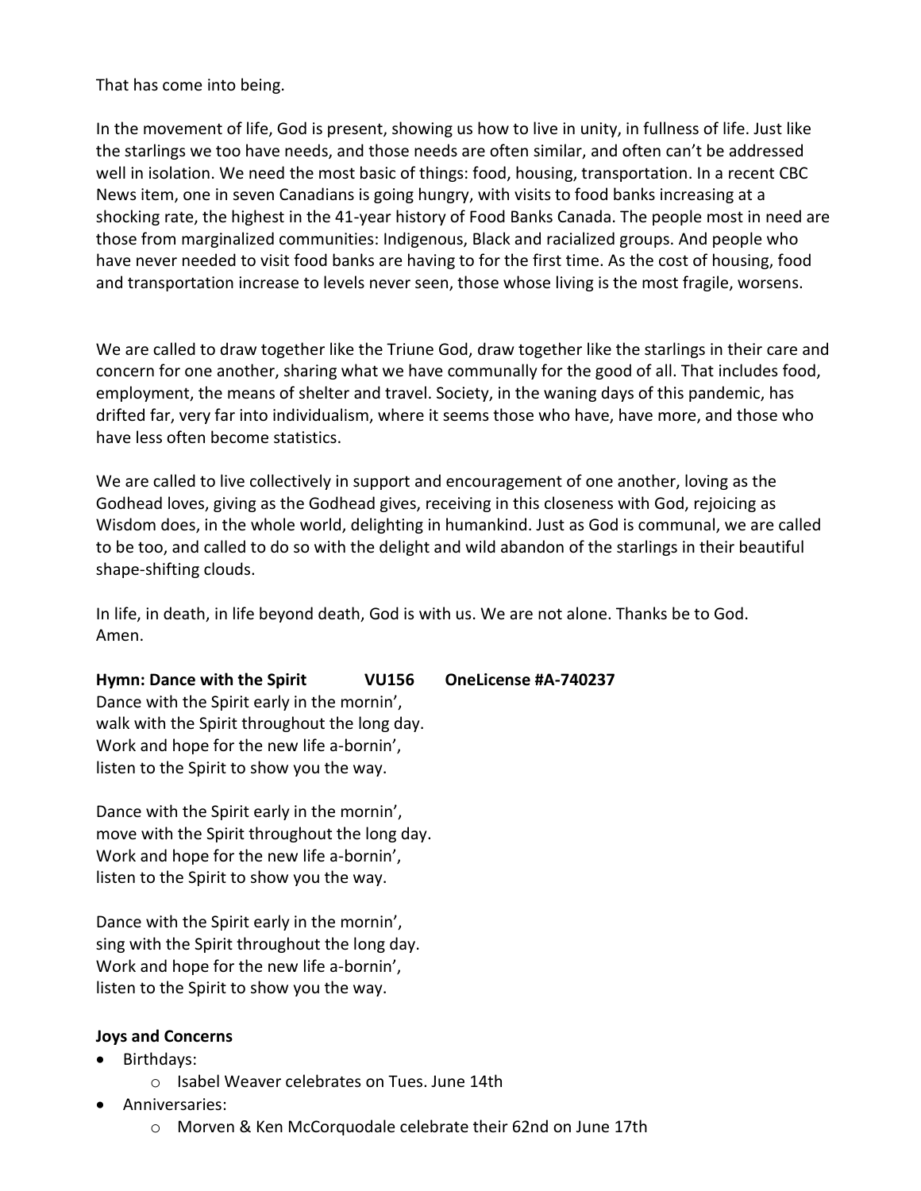That has come into being.

In the movement of life, God is present, showing us how to live in unity, in fullness of life. Just like the starlings we too have needs, and those needs are often similar, and often can't be addressed well in isolation. We need the most basic of things: food, housing, transportation. In a recent CBC News item, one in seven Canadians is going hungry, with visits to food banks increasing at a shocking rate, the highest in the 41-year history of Food Banks Canada. The people most in need are those from marginalized communities: Indigenous, Black and racialized groups. And people who have never needed to visit food banks are having to for the first time. As the cost of housing, food and transportation increase to levels never seen, those whose living is the most fragile, worsens.

We are called to draw together like the Triune God, draw together like the starlings in their care and concern for one another, sharing what we have communally for the good of all. That includes food, employment, the means of shelter and travel. Society, in the waning days of this pandemic, has drifted far, very far into individualism, where it seems those who have, have more, and those who have less often become statistics.

We are called to live collectively in support and encouragement of one another, loving as the Godhead loves, giving as the Godhead gives, receiving in this closeness with God, rejoicing as Wisdom does, in the whole world, delighting in humankind. Just as God is communal, we are called to be too, and called to do so with the delight and wild abandon of the starlings in their beautiful shape-shifting clouds.

In life, in death, in life beyond death, God is with us. We are not alone. Thanks be to God.
Amen.

**Hymn: Dance with the Spirit VU156 OneLicense #A-740237**

Dance with the Spirit early in the mornin',
walk with the Spirit throughout the long day.
Work and hope for the new life a-bornin',
listen to the Spirit to show you the way.

Dance with the Spirit early in the mornin',
move with the Spirit throughout the long day.
Work and hope for the new life a-bornin',
listen to the Spirit to show you the way.

Dance with the Spirit early in the mornin',
sing with the Spirit throughout the long day.
Work and hope for the new life a-bornin',
listen to the Spirit to show you the way.

**Joys and Concerns**

- Birthdays:
  - Isabel Weaver celebrates on Tues. June 14th
- Anniversaries:
  - Morven & Ken McCorquodale celebrate their 62nd on June 17th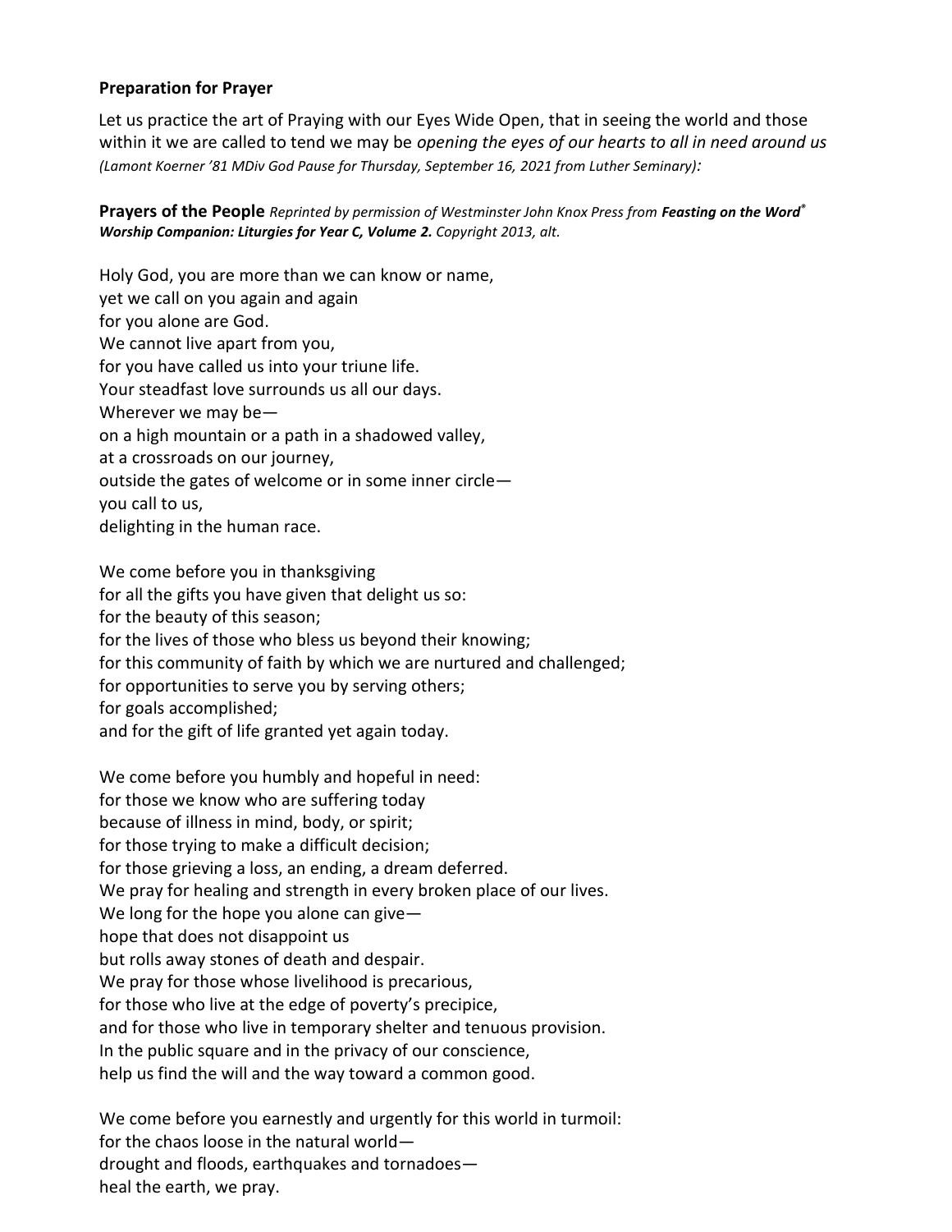**Preparation for Prayer**

Let us practice the art of Praying with our Eyes Wide Open, that in seeing the world and those within it we are called to tend we may be *opening the eyes of our hearts to all in need around us* *(Lamont Koerner '81 MDiv God Pause for Thursday, September 16, 2021 from Luther Seminary):*

**Prayers of the People** *Reprinted by permission of Westminster John Knox Press from* ***Feasting on the Word® Worship Companion: Liturgies for Year C, Volume 2.*** *Copyright 2013, alt.*

Holy God, you are more than we can know or name,
yet we call on you again and again
for you alone are God.
We cannot live apart from you,
for you have called us into your triune life.
Your steadfast love surrounds us all our days.
Wherever we may be—
on a high mountain or a path in a shadowed valley,
at a crossroads on our journey,
outside the gates of welcome or in some inner circle—
you call to us,
delighting in the human race.

We come before you in thanksgiving
for all the gifts you have given that delight us so:
for the beauty of this season;
for the lives of those who bless us beyond their knowing;
for this community of faith by which we are nurtured and challenged;
for opportunities to serve you by serving others;
for goals accomplished;
and for the gift of life granted yet again today.

We come before you humbly and hopeful in need:
for those we know who are suffering today
because of illness in mind, body, or spirit;
for those trying to make a difficult decision;
for those grieving a loss, an ending, a dream deferred.
We pray for healing and strength in every broken place of our lives.
We long for the hope you alone can give—
hope that does not disappoint us
but rolls away stones of death and despair.
We pray for those whose livelihood is precarious,
for those who live at the edge of poverty's precipice,
and for those who live in temporary shelter and tenuous provision.
In the public square and in the privacy of our conscience,
help us find the will and the way toward a common good.

We come before you earnestly and urgently for this world in turmoil:
for the chaos loose in the natural world—
drought and floods, earthquakes and tornadoes—
heal the earth, we pray.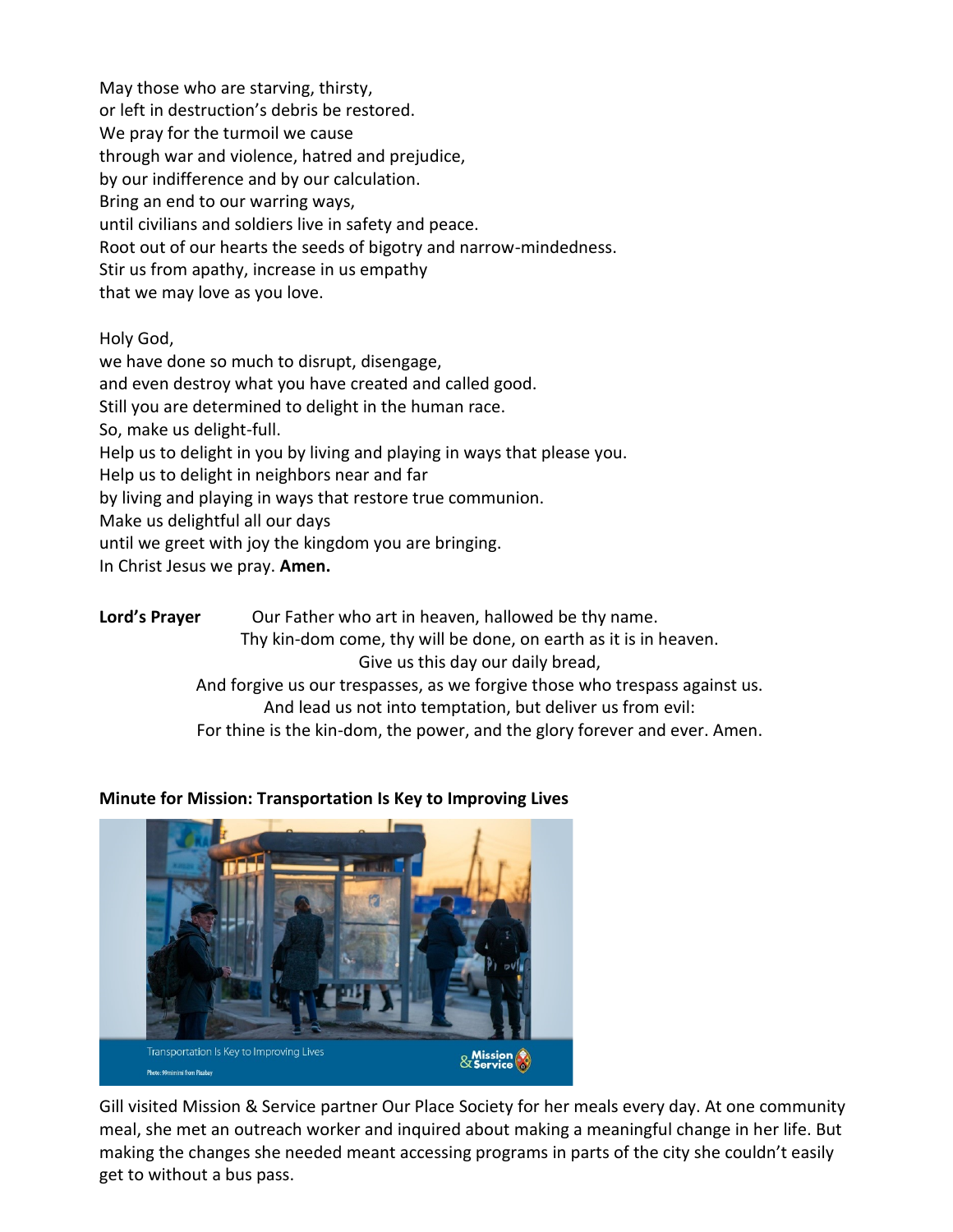May those who are starving, thirsty,
or left in destruction's debris be restored.
We pray for the turmoil we cause
through war and violence, hatred and prejudice,
by our indifference and by our calculation.
Bring an end to our warring ways,
until civilians and soldiers live in safety and peace.
Root out of our hearts the seeds of bigotry and narrow-mindedness.
Stir us from apathy, increase in us empathy
that we may love as you love.

Holy God,
we have done so much to disrupt, disengage,
and even destroy what you have created and called good.
Still you are determined to delight in the human race.
So, make us delight-full.
Help us to delight in you by living and playing in ways that please you.
Help us to delight in neighbors near and far
by living and playing in ways that restore true communion.
Make us delightful all our days
until we greet with joy the kingdom you are bringing.
In Christ Jesus we pray. **Amen.**

**Lord's Prayer** Our Father who art in heaven, hallowed be thy name.
Thy kin-dom come, thy will be done, on earth as it is in heaven.
Give us this day our daily bread,
And forgive us our trespasses, as we forgive those who trespass against us.
And lead us not into temptation, but deliver us from evil:
For thine is the kin-dom, the power, and the glory forever and ever. Amen.

**Minute for Mission: Transportation Is Key to Improving Lives**

Transportation Is Key to Improving Lives

Gill visited Mission & Service partner Our Place Society for her meals every day. At one community meal, she met an outreach worker and inquired about making a meaningful change in her life. But making the changes she needed meant accessing programs in parts of the city she couldn't easily get to without a bus pass.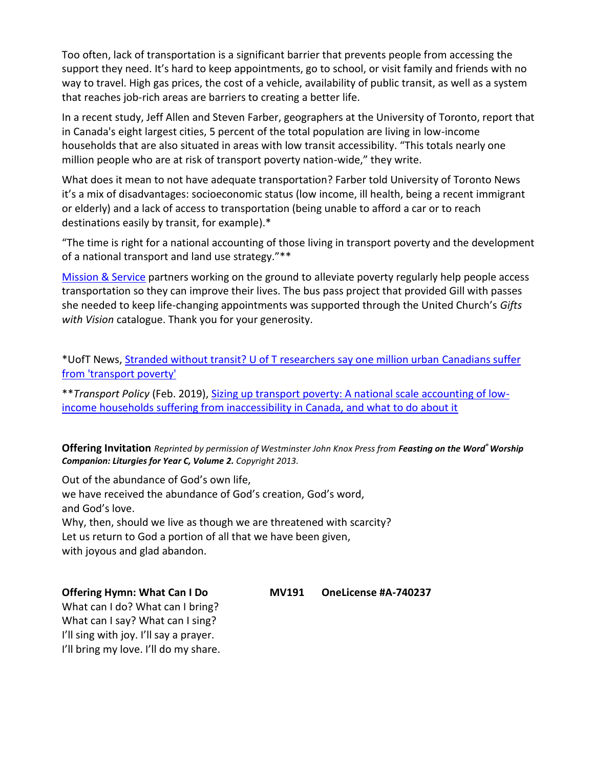Too often, lack of transportation is a significant barrier that prevents people from accessing the support they need. It's hard to keep appointments, go to school, or visit family and friends with no way to travel. High gas prices, the cost of a vehicle, availability of public transit, as well as a system that reaches job-rich areas are barriers to creating a better life.

In a recent study, Jeff Allen and Steven Farber, geographers at the University of Toronto, report that in Canada's eight largest cities, 5 percent of the total population are living in low-income households that are also situated in areas with low transit accessibility. "This totals nearly one million people who are at risk of transport poverty nation-wide," they write.

What does it mean to not have adequate transportation? Farber told University of Toronto News it's a mix of disadvantages: socioeconomic status (low income, ill health, being a recent immigrant or elderly) and a lack of access to transportation (being unable to afford a car or to reach destinations easily by transit, for example).*

"The time is right for a national accounting of those living in transport poverty and the development of a national transport and land use strategy."**

Mission & Service partners working on the ground to alleviate poverty regularly help people access transportation so they can improve their lives. The bus pass project that provided Gill with passes she needed to keep life-changing appointments was supported through the United Church's *Gifts with Vision* catalogue. Thank you for your generosity.

*UofT News, Stranded without transit? U of T researchers say one million urban Canadians suffer from 'transport poverty'

***Transport Policy* (Feb. 2019), Sizing up transport poverty: A national scale accounting of low-income households suffering from inaccessibility in Canada, and what to do about it

**Offering Invitation** *Reprinted by permission of Westminster John Knox Press from* ***Feasting on the Word® Worship Companion: Liturgies for Year C, Volume 2.*** *Copyright 2013.*

Out of the abundance of God's own life,
we have received the abundance of God's creation, God's word,
and God's love.
Why, then, should we live as though we are threatened with scarcity?
Let us return to God a portion of all that we have been given,
with joyous and glad abandon.

**Offering Hymn: What Can I Do** **MV191** **OneLicense #A-740237**

What can I do? What can I bring?
What can I say? What can I sing?
I'll sing with joy. I'll say a prayer.
I'll bring my love. I'll do my share.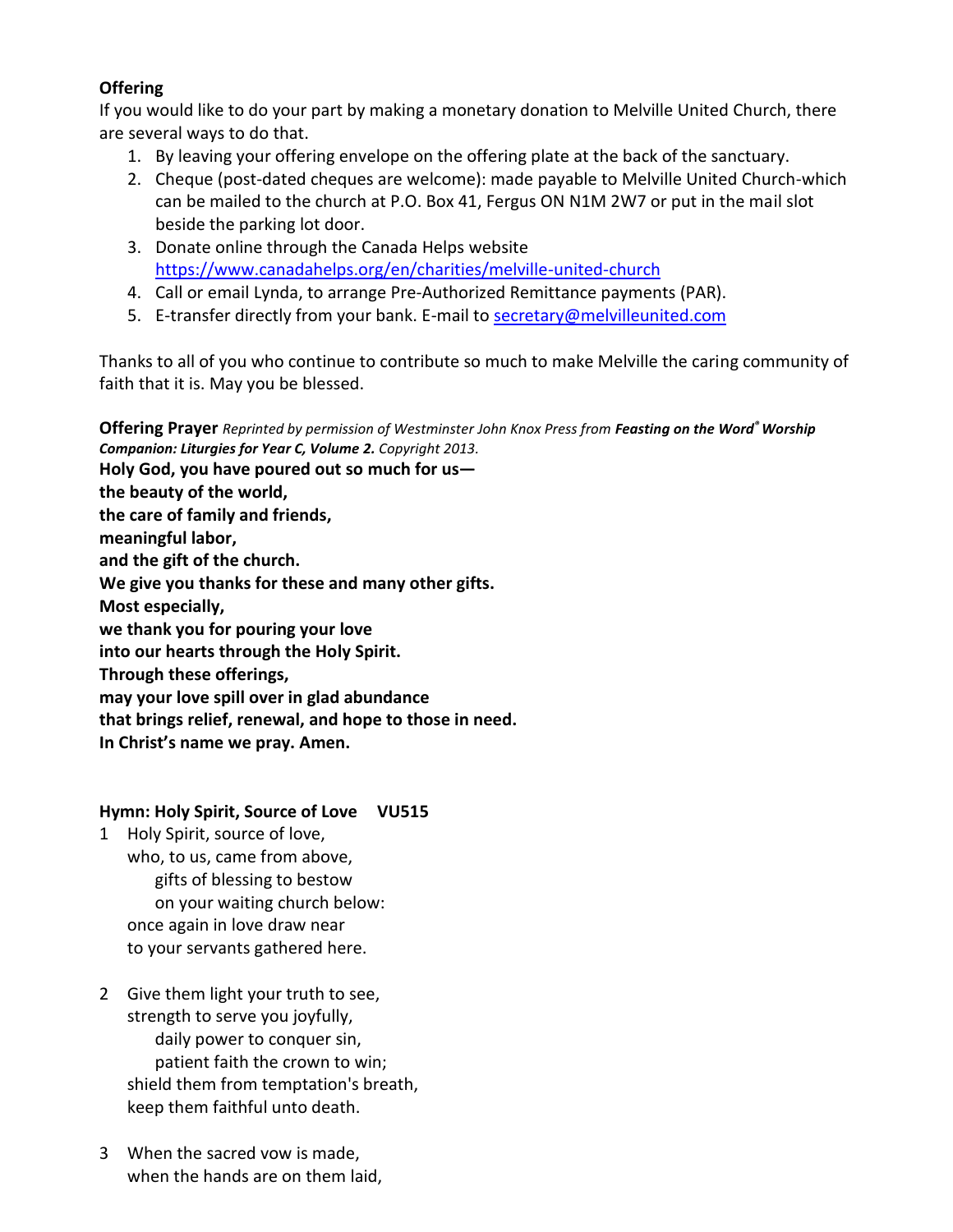**Offering**

If you would like to do your part by making a monetary donation to Melville United Church, there are several ways to do that.

1. By leaving your offering envelope on the offering plate at the back of the sanctuary.
2. Cheque (post-dated cheques are welcome): made payable to Melville United Church-which can be mailed to the church at P.O. Box 41, Fergus ON N1M 2W7 or put in the mail slot beside the parking lot door.
3. Donate online through the Canada Helps website https://www.canadahelps.org/en/charities/melville-united-church
4. Call or email Lynda, to arrange Pre-Authorized Remittance payments (PAR).
5. E-transfer directly from your bank. E-mail to secretary@melvilleunited.com

Thanks to all of you who continue to contribute so much to make Melville the caring community of faith that it is. May you be blessed.

**Offering Prayer** *Reprinted by permission of Westminster John Knox Press from* ***Feasting on the Word® Worship Companion: Liturgies for Year C, Volume 2.*** *Copyright 2013.*

**Holy God, you have poured out so much for us—**
**the beauty of the world,**
**the care of family and friends,**
**meaningful labor,**
**and the gift of the church.**
**We give you thanks for these and many other gifts.**
**Most especially,**
**we thank you for pouring your love**
**into our hearts through the Holy Spirit.**
**Through these offerings,**
**may your love spill over in glad abundance**
**that brings relief, renewal, and hope to those in need.**
**In Christ's name we pray. Amen.**

**Hymn: Holy Spirit, Source of Love VU515**

1 Holy Spirit, source of love,
who, to us, came from above,
gifts of blessing to bestow
on your waiting church below:
once again in love draw near
to your servants gathered here.

2 Give them light your truth to see,
strength to serve you joyfully,
daily power to conquer sin,
patient faith the crown to win;
shield them from temptation's breath,
keep them faithful unto death.

3 When the sacred vow is made,
when the hands are on them laid,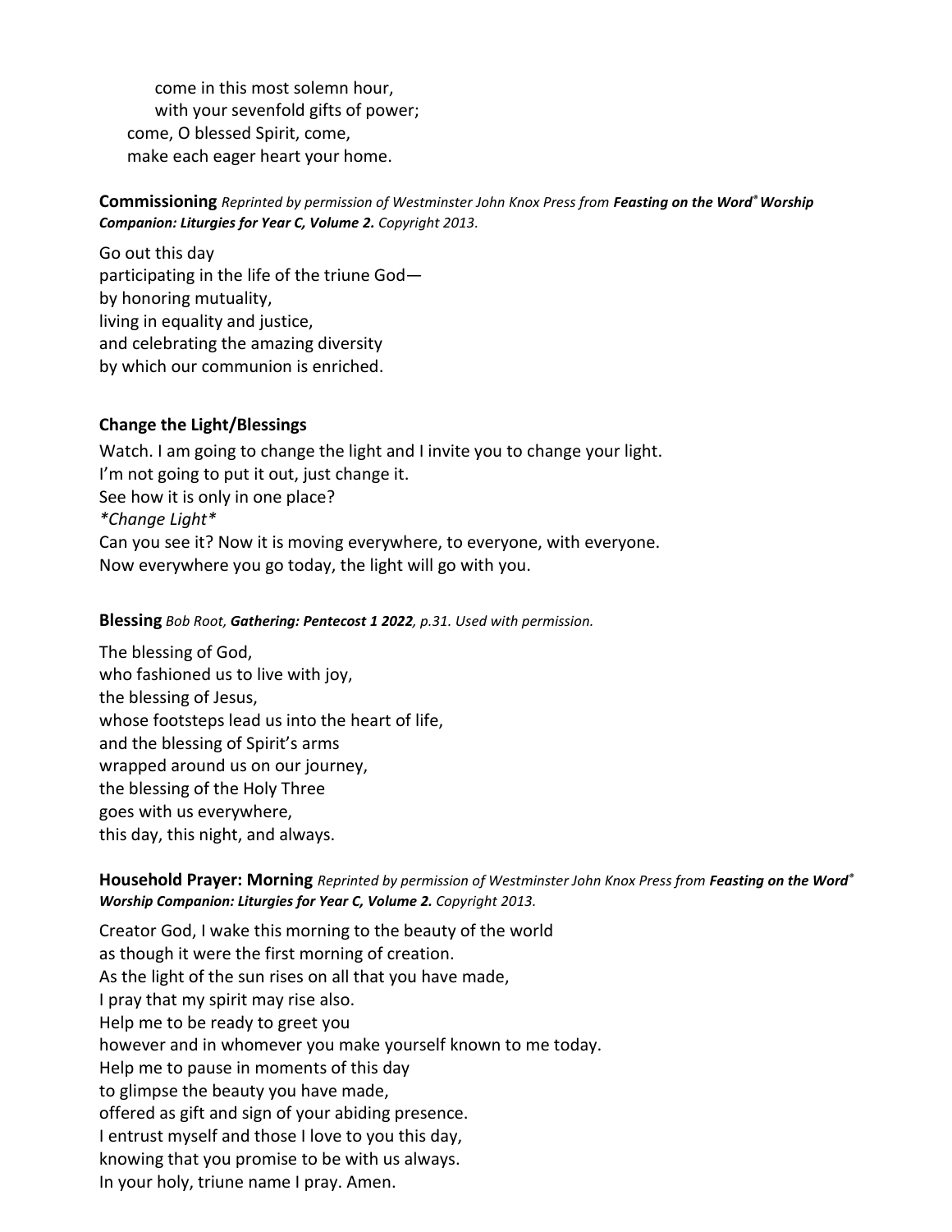come in this most solemn hour,
with your sevenfold gifts of power;
come, O blessed Spirit, come,
make each eager heart your home.

**Commissioning** *Reprinted by permission of Westminster John Knox Press from* ***Feasting on the Word® Worship Companion: Liturgies for Year C, Volume 2.*** *Copyright 2013.*

Go out this day
participating in the life of the triune God—
by honoring mutuality,
living in equality and justice,
and celebrating the amazing diversity
by which our communion is enriched.

**Change the Light/Blessings**

Watch. I am going to change the light and I invite you to change your light.
I'm not going to put it out, just change it.
See how it is only in one place?
*\*Change Light\**
Can you see it? Now it is moving everywhere, to everyone, with everyone.
Now everywhere you go today, the light will go with you.

**Blessing** *Bob Root,* ***Gathering: Pentecost 1 2022****, p.31. Used with permission.*

The blessing of God,
who fashioned us to live with joy,
the blessing of Jesus,
whose footsteps lead us into the heart of life,
and the blessing of Spirit's arms
wrapped around us on our journey,
the blessing of the Holy Three
goes with us everywhere,
this day, this night, and always.

**Household Prayer: Morning** *Reprinted by permission of Westminster John Knox Press from* ***Feasting on the Word® Worship Companion: Liturgies for Year C, Volume 2.*** *Copyright 2013.*

Creator God, I wake this morning to the beauty of the world
as though it were the first morning of creation.
As the light of the sun rises on all that you have made,
I pray that my spirit may rise also.
Help me to be ready to greet you
however and in whomever you make yourself known to me today.
Help me to pause in moments of this day
to glimpse the beauty you have made,
offered as gift and sign of your abiding presence.
I entrust myself and those I love to you this day,
knowing that you promise to be with us always.
In your holy, triune name I pray. Amen.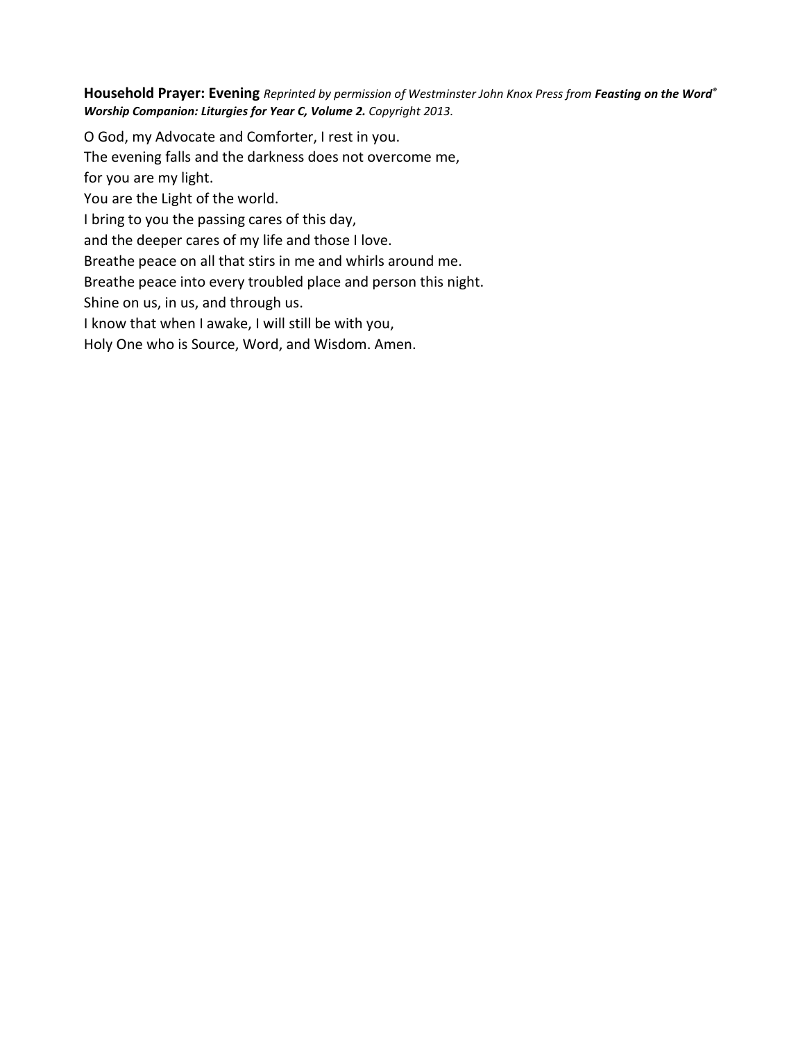**Household Prayer: Evening** *Reprinted by permission of Westminster John Knox Press from **Feasting on the Word®** **Worship Companion: Liturgies for Year C, Volume 2.** Copyright 2013.*

O God, my Advocate and Comforter, I rest in you.
The evening falls and the darkness does not overcome me,
for you are my light.
You are the Light of the world.
I bring to you the passing cares of this day,
and the deeper cares of my life and those I love.
Breathe peace on all that stirs in me and whirls around me.
Breathe peace into every troubled place and person this night.
Shine on us, in us, and through us.
I know that when I awake, I will still be with you,
Holy One who is Source, Word, and Wisdom. Amen.